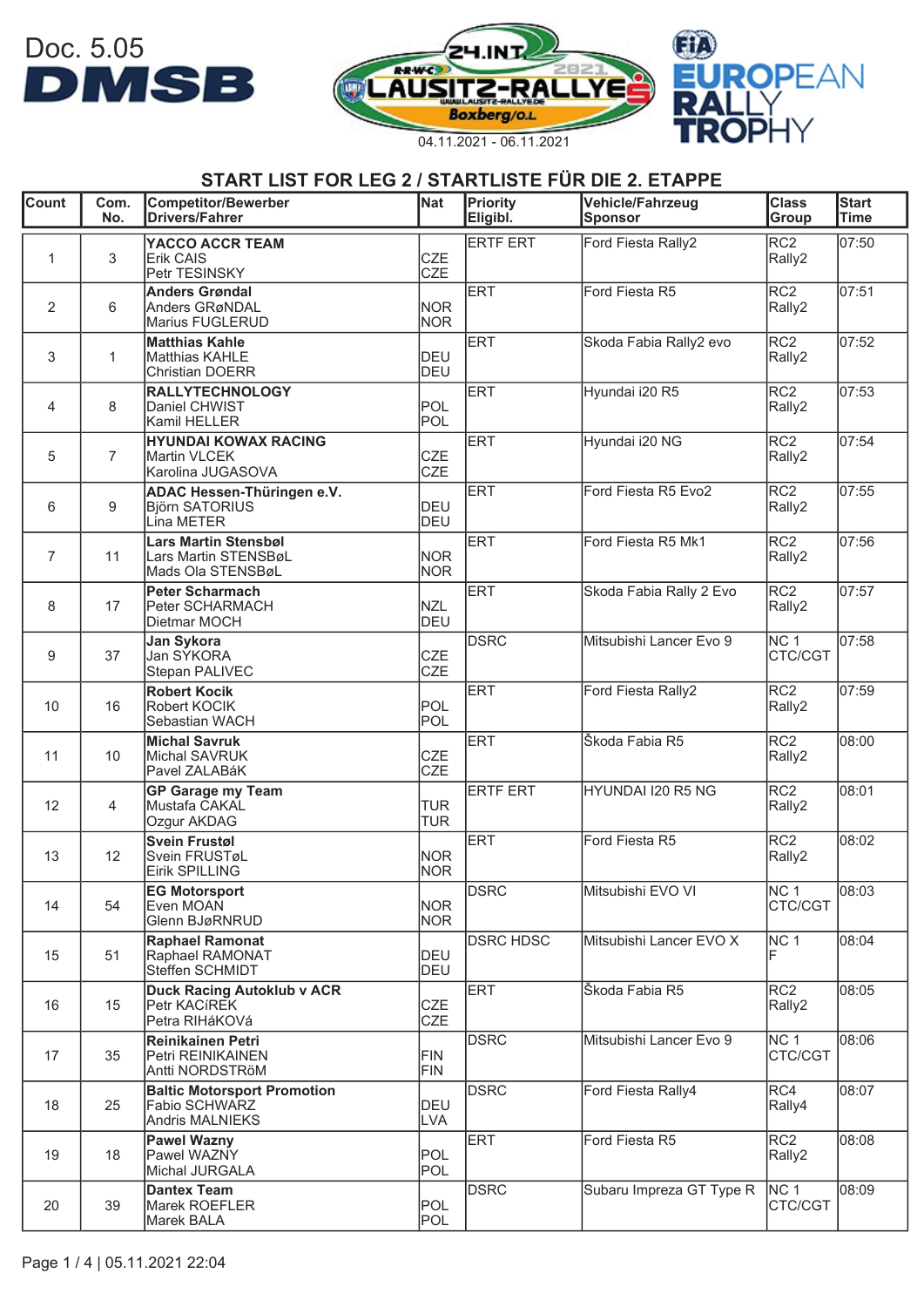Doc. 5.05

DMSB

24.INT. R-R-W-C LAUSITZ-RALLYE 2021 Boxberg/O.L.

04.11.2021 - 06.11.2021

FIA EUROPEAN RALLY TROPHY

## START LIST FOR LEG 2 / STARTLISTE FÜR DIE 2. ETAPPE

| Count | Com. No. | Competitor/Bewerber Drivers/Fahrer | Nat | Priority Eligibl. | Vehicle/Fahrzeug Sponsor | Class Group | Start Time |
|---|---|---|---|---|---|---|---|
| 1 | 3 | **YACCO ACCR TEAM**<br>Erik CAIS<br>Petr TESINSKY | CZE<br>CZE | ERTF ERT | Ford Fiesta Rally2 | RC2<br>Rally2 | 07:50 |
| 2 | 6 | **Anders Grøndal**<br>Anders GRøNDAL<br>Marius FUGLERUD | NOR<br>NOR | ERT | Ford Fiesta R5 | RC2<br>Rally2 | 07:51 |
| 3 | 1 | **Matthias Kahle**<br>Matthias KAHLE<br>Christian DOERR | DEU<br>DEU | ERT | Skoda Fabia Rally2 evo | RC2<br>Rally2 | 07:52 |
| 4 | 8 | **RALLYTECHNOLOGY**<br>Daniel CHWIST<br>Kamil HELLER | POL<br>POL | ERT | Hyundai i20 R5 | RC2<br>Rally2 | 07:53 |
| 5 | 7 | **HYUNDAI KOWAX RACING**<br>Martin VLCEK<br>Karolina JUGASOVA | CZE<br>CZE | ERT | Hyundai i20 NG | RC2<br>Rally2 | 07:54 |
| 6 | 9 | **ADAC Hessen-Thüringen e.V.**<br>Björn SATORIUS<br>Lina METER | DEU<br>DEU | ERT | Ford Fiesta R5 Evo2 | RC2<br>Rally2 | 07:55 |
| 7 | 11 | **Lars Martin Stensbøl**<br>Lars Martin STENSBøL<br>Mads Ola STENSBøL | NOR<br>NOR | ERT | Ford Fiesta R5 Mk1 | RC2<br>Rally2 | 07:56 |
| 8 | 17 | **Peter Scharmach**<br>Peter SCHARMACH<br>Dietmar MOCH | NZL<br>DEU | ERT | Skoda Fabia Rally 2 Evo | RC2<br>Rally2 | 07:57 |
| 9 | 37 | **Jan Sykora**<br>Jan SYKORA<br>Stepan PALIVEC | CZE<br>CZE | DSRC | Mitsubishi Lancer Evo 9 | NC 1<br>CTC/CGT | 07:58 |
| 10 | 16 | **Robert Kocik**<br>Robert KOCIK<br>Sebastian WACH | POL<br>POL | ERT | Ford Fiesta Rally2 | RC2<br>Rally2 | 07:59 |
| 11 | 10 | **Michal Savruk**<br>Michal SAVRUK<br>Pavel ZALABáK | CZE<br>CZE | ERT | Škoda Fabia R5 | RC2<br>Rally2 | 08:00 |
| 12 | 4 | **GP Garage my Team**<br>Mustafa CAKAL<br>Ozgur AKDAG | TUR<br>TUR | ERTF ERT | HYUNDAI I20 R5 NG | RC2<br>Rally2 | 08:01 |
| 13 | 12 | **Svein Frustøl**<br>Svein FRUSTøL<br>Eirik SPILLING | NOR<br>NOR | ERT | Ford Fiesta R5 | RC2<br>Rally2 | 08:02 |
| 14 | 54 | **EG Motorsport**<br>Even MOAN<br>Glenn BJøRNRUD | NOR<br>NOR | DSRC | Mitsubishi EVO VI | NC 1<br>CTC/CGT | 08:03 |
| 15 | 51 | **Raphael Ramonat**<br>Raphael RAMONAT<br>Steffen SCHMIDT | DEU<br>DEU | DSRC HDSC | Mitsubishi Lancer EVO X | NC 1<br>F | 08:04 |
| 16 | 15 | **Duck Racing Autoklub v ACR**<br>Petr KACíREK<br>Petra RIHáKOVá | CZE<br>CZE | ERT | Škoda Fabia R5 | RC2<br>Rally2 | 08:05 |
| 17 | 35 | **Reinikainen Petri**<br>Petri REINIKAINEN<br>Antti NORDSTRöM | FIN<br>FIN | DSRC | Mitsubishi Lancer Evo 9 | NC 1<br>CTC/CGT | 08:06 |
| 18 | 25 | **Baltic Motorsport Promotion**<br>Fabio SCHWARZ<br>Andris MALNIEKS | DEU<br>LVA | DSRC | Ford Fiesta Rally4 | RC4<br>Rally4 | 08:07 |
| 19 | 18 | **Pawel Wazny**<br>Pawel WAZNY<br>Michal JURGALA | POL<br>POL | ERT | Ford Fiesta R5 | RC2<br>Rally2 | 08:08 |
| 20 | 39 | **Dantex Team**<br>Marek ROEFLER<br>Marek BALA | POL<br>POL | DSRC | Subaru Impreza GT Type R | NC 1<br>CTC/CGT | 08:09 |

Page 1 / 4 | 05.11.2021 22:04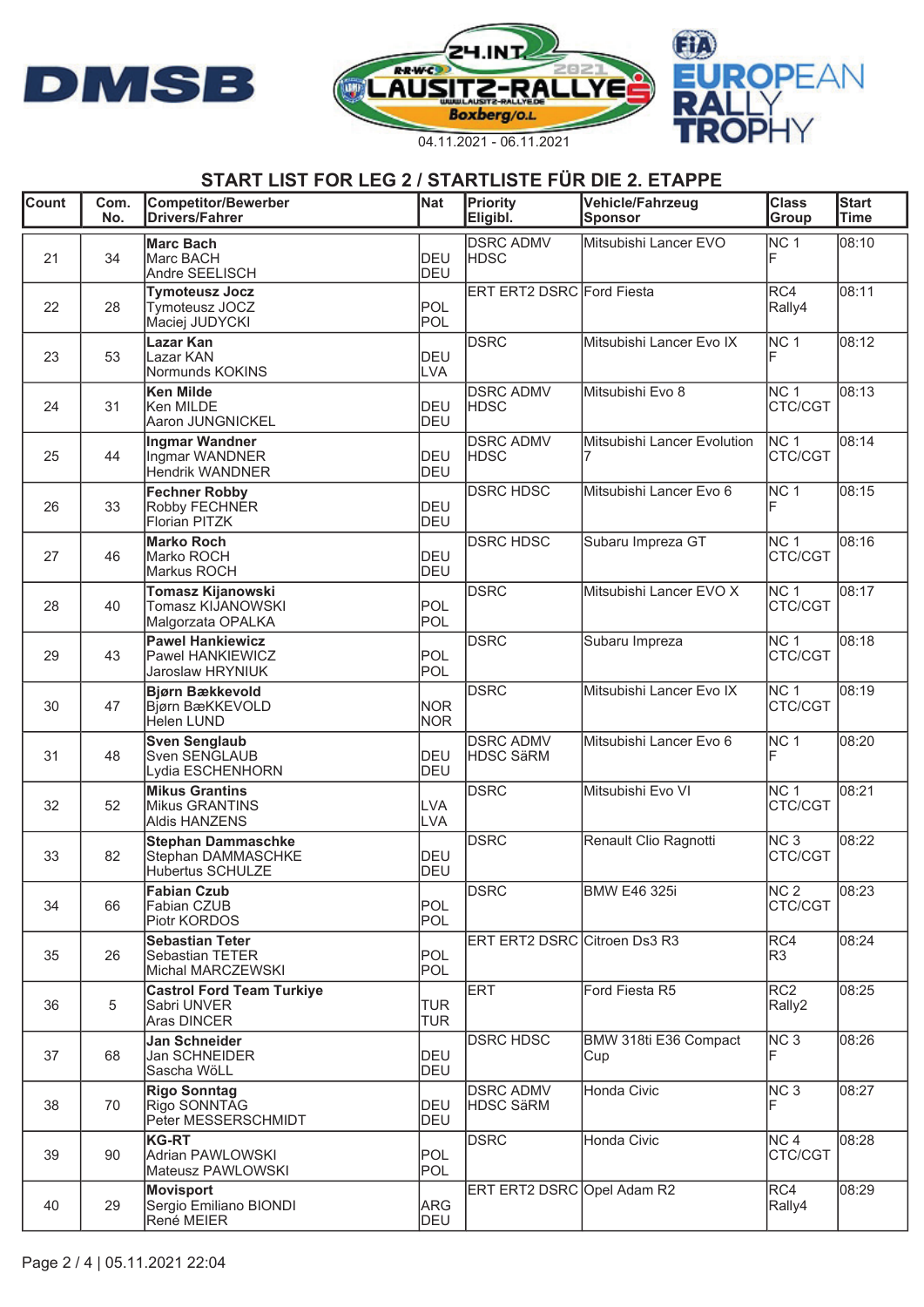04.11.2021 - 06.11.2021

## START LIST FOR LEG 2 / STARTLISTE FÜR DIE 2. ETAPPE

| Count | Com. No. | Competitor/Bewerber Drivers/Fahrer | Nat | Priority Eligibl. | Vehicle/Fahrzeug Sponsor | Class Group | Start Time |
|---|---|---|---|---|---|---|---|
| 21 | 34 | **Marc Bach** Marc BACH Andre SEELISCH | DEU DEU | DSRC ADMV HDSC | Mitsubishi Lancer EVO | NC 1 F | 08:10 |
| 22 | 28 | **Tymoteusz Jocz** Tymoteusz JOCZ Maciej JUDYCKI | POL POL | ERT ERT2 DSRC | Ford Fiesta | RC4 Rally4 | 08:11 |
| 23 | 53 | **Lazar Kan** Lazar KAN Normunds KOKINS | DEU LVA | DSRC | Mitsubishi Lancer Evo IX | NC 1 F | 08:12 |
| 24 | 31 | **Ken Milde** Ken MILDE Aaron JUNGNICKEL | DEU DEU | DSRC ADMV HDSC | Mitsubishi Evo 8 | NC 1 CTC/CGT | 08:13 |
| 25 | 44 | **Ingmar Wandner** Ingmar WANDNER Hendrik WANDNER | DEU DEU | DSRC ADMV HDSC | Mitsubishi Lancer Evolution 7 | NC 1 CTC/CGT | 08:14 |
| 26 | 33 | **Fechner Robby** Robby FECHNER Florian PITZK | DEU DEU | DSRC HDSC | Mitsubishi Lancer Evo 6 | NC 1 F | 08:15 |
| 27 | 46 | **Marko Roch** Marko ROCH Markus ROCH | DEU DEU | DSRC HDSC | Subaru Impreza GT | NC 1 CTC/CGT | 08:16 |
| 28 | 40 | **Tomasz Kijanowski** Tomasz KIJANOWSKI Malgorzata OPALKA | POL POL | DSRC | Mitsubishi Lancer EVO X | NC 1 CTC/CGT | 08:17 |
| 29 | 43 | **Pawel Hankiewicz** Pawel HANKIEWICZ Jaroslaw HRYNIUK | POL POL | DSRC | Subaru Impreza | NC 1 CTC/CGT | 08:18 |
| 30 | 47 | **Bjørn Bækkevold** Bjørn BæKKEVOLD Helen LUND | NOR NOR | DSRC | Mitsubishi Lancer Evo IX | NC 1 CTC/CGT | 08:19 |
| 31 | 48 | **Sven Senglaub** Sven SENGLAUB Lydia ESCHENHORN | DEU DEU | DSRC ADMV HDSC SäRM | Mitsubishi Lancer Evo 6 | NC 1 F | 08:20 |
| 32 | 52 | **Mikus Grantins** Mikus GRANTINS Aldis HANZENS | LVA LVA | DSRC | Mitsubishi Evo VI | NC 1 CTC/CGT | 08:21 |
| 33 | 82 | **Stephan Dammaschke** Stephan DAMMASCHKE Hubertus SCHULZE | DEU DEU | DSRC | Renault Clio Ragnotti | NC 3 CTC/CGT | 08:22 |
| 34 | 66 | **Fabian Czub** Fabian CZUB Piotr KORDOS | POL POL | DSRC | BMW E46 325i | NC 2 CTC/CGT | 08:23 |
| 35 | 26 | **Sebastian Teter** Sebastian TETER Michal MARCZEWSKI | POL POL | ERT ERT2 DSRC | Citroen Ds3 R3 | RC4 R3 | 08:24 |
| 36 | 5 | **Castrol Ford Team Turkiye** Sabri UNVER Aras DINCER | TUR TUR | ERT | Ford Fiesta R5 | RC2 Rally2 | 08:25 |
| 37 | 68 | **Jan Schneider** Jan SCHNEIDER Sascha WöLL | DEU DEU | DSRC HDSC | BMW 318ti E36 Compact Cup | NC 3 F | 08:26 |
| 38 | 70 | **Rigo Sonntag** Rigo SONNTAG Peter MESSERSCHMIDT | DEU DEU | DSRC ADMV HDSC SäRM | Honda Civic | NC 3 F | 08:27 |
| 39 | 90 | **KG-RT** Adrian PAWLOWSKI Mateusz PAWLOWSKI | POL POL | DSRC | Honda Civic | NC 4 CTC/CGT | 08:28 |
| 40 | 29 | **Movisport** Sergio Emiliano BIONDI René MEIER | ARG DEU | ERT ERT2 DSRC | Opel Adam R2 | RC4 Rally4 | 08:29 |

Page 2 / 4 | 05.11.2021 22:04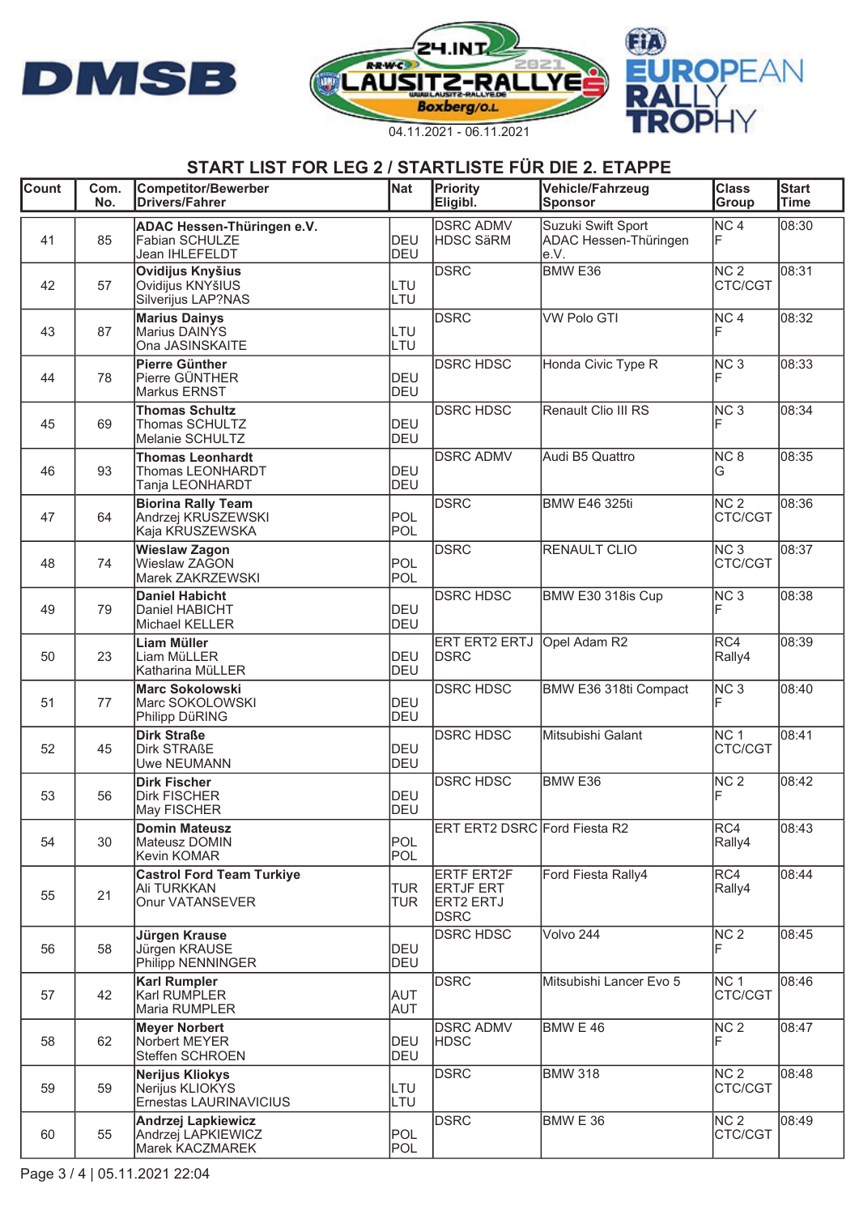24.INT. LAUSITZ-RALLYE 2021 Boxberg/O.L.

04.11.2021 - 06.11.2021

## START LIST FOR LEG 2 / STARTLISTE FÜR DIE 2. ETAPPE

| Count | Com. No. | Competitor/Bewerber Drivers/Fahrer | Nat | Priority Eligibl. | Vehicle/Fahrzeug Sponsor | Class Group | Start Time |
|---|---|---|---|---|---|---|---|
| 41 | 85 | **ADAC Hessen-Thüringen e.V.** Fabian SCHULZE Jean IHLEFELDT | DEU DEU | DSRC ADMV HDSC SäRM | Suzuki Swift Sport ADAC Hessen-Thüringen e.V. | NC 4 F | 08:30 |
| 42 | 57 | **Ovidijus Knyšius** Ovidijus KNYšIUS Silverijus LAP?NAS | LTU LTU | DSRC | BMW E36 | NC 2 CTC/CGT | 08:31 |
| 43 | 87 | **Marius Dainys** Marius DAINYS Ona JASINSKAITE | LTU LTU | DSRC | VW Polo GTI | NC 4 F | 08:32 |
| 44 | 78 | **Pierre Günther** Pierre GÜNTHER Markus ERNST | DEU DEU | DSRC HDSC | Honda Civic Type R | NC 3 F | 08:33 |
| 45 | 69 | **Thomas Schultz** Thomas SCHULTZ Melanie SCHULTZ | DEU DEU | DSRC HDSC | Renault Clio III RS | NC 3 F | 08:34 |
| 46 | 93 | **Thomas Leonhardt** Thomas LEONHARDT Tanja LEONHARDT | DEU DEU | DSRC ADMV | Audi B5 Quattro | NC 8 G | 08:35 |
| 47 | 64 | **Biorina Rally Team** Andrzej KRUSZEWSKI Kaja KRUSZEWSKA | POL POL | DSRC | BMW E46 325ti | NC 2 CTC/CGT | 08:36 |
| 48 | 74 | **Wieslaw Zagon** Wieslaw ZAGON Marek ZAKRZEWSKI | POL POL | DSRC | RENAULT CLIO | NC 3 CTC/CGT | 08:37 |
| 49 | 79 | **Daniel Habicht** Daniel HABICHT Michael KELLER | DEU DEU | DSRC HDSC | BMW E30 318is Cup | NC 3 F | 08:38 |
| 50 | 23 | **Liam Müller** Liam MüLLER Katharina MüLLER | DEU DEU | ERT ERT2 ERTJ DSRC | Opel Adam R2 | RC4 Rally4 | 08:39 |
| 51 | 77 | **Marc Sokolowski** Marc SOKOLOWSKI Philipp DüRING | DEU DEU | DSRC HDSC | BMW E36 318ti Compact | NC 3 F | 08:40 |
| 52 | 45 | **Dirk Straße** Dirk STRAßE Uwe NEUMANN | DEU DEU | DSRC HDSC | Mitsubishi Galant | NC 1 CTC/CGT | 08:41 |
| 53 | 56 | **Dirk Fischer** Dirk FISCHER May FISCHER | DEU DEU | DSRC HDSC | BMW E36 | NC 2 F | 08:42 |
| 54 | 30 | **Domin Mateusz** Mateusz DOMIN Kevin KOMAR | POL POL | ERT ERT2 DSRC | Ford Fiesta R2 | RC4 Rally4 | 08:43 |
| 55 | 21 | **Castrol Ford Team Turkiye** Ali TURKKAN Onur VATANSEVER | TUR TUR | ERTF ERT2F ERTJF ERT ERT2 ERTJ DSRC | Ford Fiesta Rally4 | RC4 Rally4 | 08:44 |
| 56 | 58 | **Jürgen Krause** Jürgen KRAUSE Philipp NENNINGER | DEU DEU | DSRC HDSC | Volvo 244 | NC 2 F | 08:45 |
| 57 | 42 | **Karl Rumpler** Karl RUMPLER Maria RUMPLER | AUT AUT | DSRC | Mitsubishi Lancer Evo 5 | NC 1 CTC/CGT | 08:46 |
| 58 | 62 | **Meyer Norbert** Norbert MEYER Steffen SCHROEN | DEU DEU | DSRC ADMV HDSC | BMW E 46 | NC 2 F | 08:47 |
| 59 | 59 | **Nerijus Kliokys** Nerijus KLIOKYS Ernestas LAURINAVICIUS | LTU LTU | DSRC | BMW 318 | NC 2 CTC/CGT | 08:48 |
| 60 | 55 | **Andrzej Lapkiewicz** Andrzej LAPKIEWICZ Marek KACZMAREK | POL POL | DSRC | BMW E 36 | NC 2 CTC/CGT | 08:49 |

Page 3 / 4 | 05.11.2021 22:04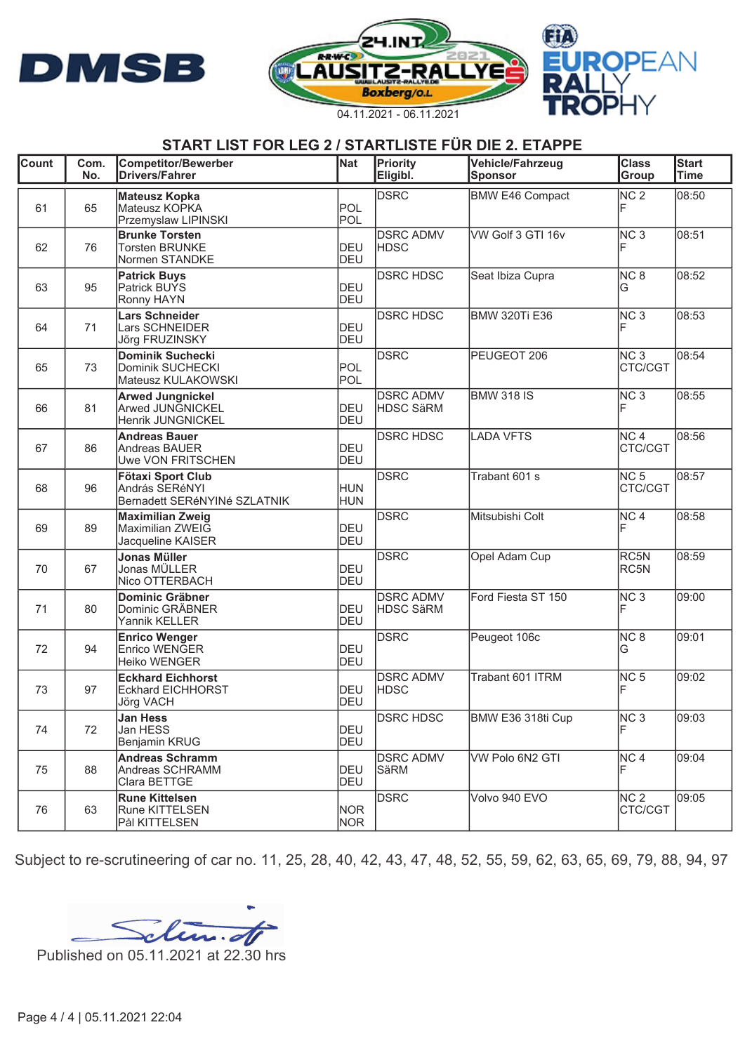04.11.2021 - 06.11.2021

## START LIST FOR LEG 2 / STARTLISTE FÜR DIE 2. ETAPPE

| Count | Com. No. | Competitor/Bewerber Drivers/Fahrer | Nat | Priority Eligibl. | Vehicle/Fahrzeug Sponsor | Class Group | Start Time |
|---|---|---|---|---|---|---|---|
| 61 | 65 | **Mateusz Kopka**<br>Mateusz KOPKA<br>Przemyslaw LIPINSKI | POL<br>POL | DSRC | BMW E46 Compact | NC 2<br>F | 08:50 |
| 62 | 76 | **Brunke Torsten**<br>Torsten BRUNKE<br>Normen STANDKE | DEU<br>DEU | DSRC ADMV<br>HDSC | VW Golf 3 GTI 16v | NC 3<br>F | 08:51 |
| 63 | 95 | **Patrick Buys**<br>Patrick BUYS<br>Ronny HAYN | DEU<br>DEU | DSRC HDSC | Seat Ibiza Cupra | NC 8<br>G | 08:52 |
| 64 | 71 | **Lars Schneider**<br>Lars SCHNEIDER<br>Jörg FRUZINSKY | DEU<br>DEU | DSRC HDSC | BMW 320Ti E36 | NC 3<br>F | 08:53 |
| 65 | 73 | **Dominik Suchecki**<br>Dominik SUCHECKI<br>Mateusz KULAKOWSKI | POL<br>POL | DSRC | PEUGEOT 206 | NC 3<br>CTC/CGT | 08:54 |
| 66 | 81 | **Arwed Jungnickel**<br>Arwed JUNGNICKEL<br>Henrik JUNGNICKEL | DEU<br>DEU | DSRC ADMV<br>HDSC SäRM | BMW 318 IS | NC 3<br>F | 08:55 |
| 67 | 86 | **Andreas Bauer**<br>Andreas BAUER<br>Uwe VON FRITSCHEN | DEU<br>DEU | DSRC HDSC | LADA VFTS | NC 4<br>CTC/CGT | 08:56 |
| 68 | 96 | **Fötaxi Sport Club**<br>András SERéNYI<br>Bernadett SERéNYINé SZLATNIK | HUN<br>HUN | DSRC | Trabant 601 s | NC 5<br>CTC/CGT | 08:57 |
| 69 | 89 | **Maximilian Zweig**<br>Maximilian ZWEIG<br>Jacqueline KAISER | DEU<br>DEU | DSRC | Mitsubishi Colt | NC 4<br>F | 08:58 |
| 70 | 67 | **Jonas Müller**<br>Jonas MÜLLER<br>Nico OTTERBACH | DEU<br>DEU | DSRC | Opel Adam Cup | RC5N<br>RC5N | 08:59 |
| 71 | 80 | **Dominic Gräbner**<br>Dominic GRÄBNER<br>Yannik KELLER | DEU<br>DEU | DSRC ADMV<br>HDSC SäRM | Ford Fiesta ST 150 | NC 3<br>F | 09:00 |
| 72 | 94 | **Enrico Wenger**<br>Enrico WENGER<br>Heiko WENGER | DEU<br>DEU | DSRC | Peugeot 106c | NC 8<br>G | 09:01 |
| 73 | 97 | **Eckhard Eichhorst**<br>Eckhard EICHHORST<br>Jörg VACH | DEU<br>DEU | DSRC ADMV<br>HDSC | Trabant 601 ITRM | NC 5<br>F | 09:02 |
| 74 | 72 | **Jan Hess**<br>Jan HESS<br>Benjamin KRUG | DEU<br>DEU | DSRC HDSC | BMW E36 318ti Cup | NC 3<br>F | 09:03 |
| 75 | 88 | **Andreas Schramm**<br>Andreas SCHRAMM<br>Clara BETTGE | DEU<br>DEU | DSRC ADMV<br>SäRM | VW Polo 6N2 GTI | NC 4<br>F | 09:04 |
| 76 | 63 | **Rune Kittelsen**<br>Rune KITTELSEN<br>Pål KITTELSEN | NOR<br>NOR | DSRC | Volvo 940 EVO | NC 2<br>CTC/CGT | 09:05 |

Subject to re-scrutineering of car no. 11, 25, 28, 40, 42, 43, 47, 48, 52, 55, 59, 62, 63, 65, 69, 79, 88, 94, 97

Published on 05.11.2021 at 22.30 hrs